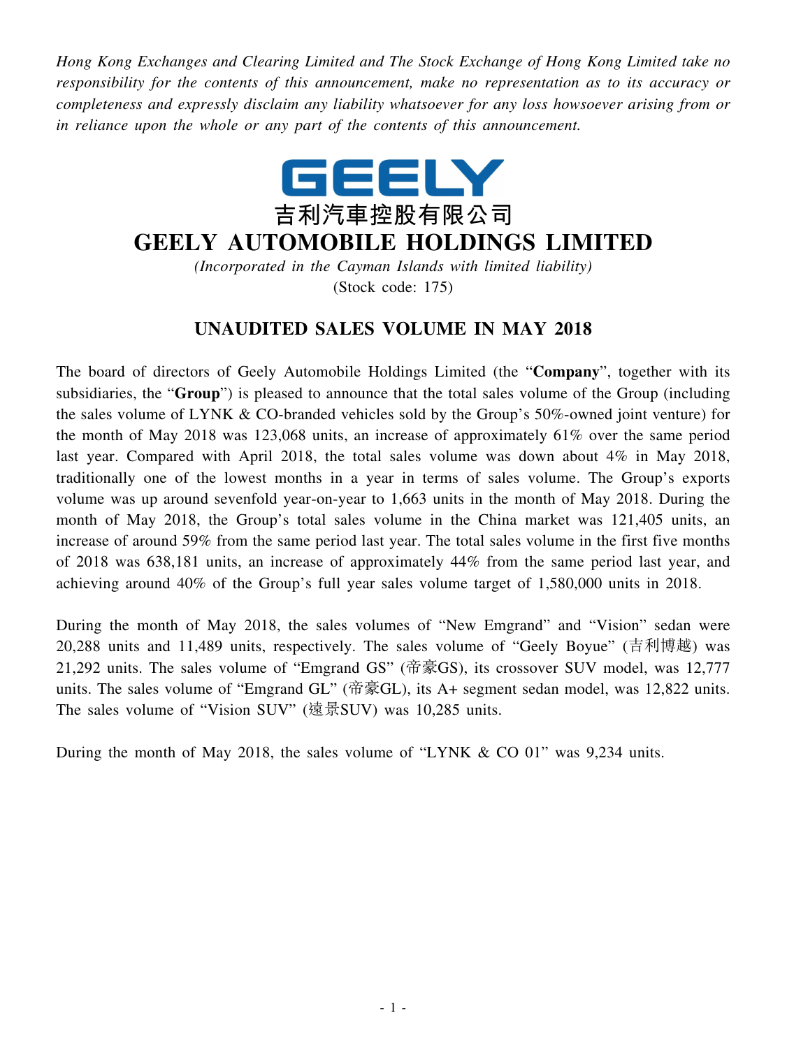*Hong Kong Exchanges and Clearing Limited and The Stock Exchange of Hong Kong Limited take no responsibility for the contents of this announcement, make no representation as to its accuracy or completeness and expressly disclaim any liability whatsoever for any loss howsoever arising from or in reliance upon the whole or any part of the contents of this announcement.*

GEELY

吉利汽車控股有限公司

# GEELY AUTOMOBILE HOLDINGS LIMITED

*(Incorporated in the Cayman Islands with limited liability)*

(Stock code: 175)

## UNAUDITED SALES VOLUME IN MAY 2018

The board of directors of Geely Automobile Holdings Limited (the "**Company**", together with its subsidiaries, the "**Group**") is pleased to announce that the total sales volume of the Group (including the sales volume of LYNK & CO-branded vehicles sold by the Group's 50%-owned joint venture) for the month of May 2018 was 123,068 units, an increase of approximately 61% over the same period last year. Compared with April 2018, the total sales volume was down about 4% in May 2018, traditionally one of the lowest months in a year in terms of sales volume. The Group's exports volume was up around sevenfold year-on-year to 1,663 units in the month of May 2018. During the month of May 2018, the Group's total sales volume in the China market was 121,405 units, an increase of around 59% from the same period last year. The total sales volume in the first five months of 2018 was 638,181 units, an increase of approximately 44% from the same period last year, and achieving around 40% of the Group's full year sales volume target of 1,580,000 units in 2018.

During the month of May 2018, the sales volumes of "New Emgrand" and "Vision" sedan were 20,288 units and 11,489 units, respectively. The sales volume of "Geely Boyue" (吉利博越) was 21,292 units. The sales volume of "Emgrand GS" (帝豪GS), its crossover SUV model, was 12,777 units. The sales volume of "Emgrand GL" (帝豪GL), its A+ segment sedan model, was 12,822 units. The sales volume of "Vision SUV" (遠景SUV) was 10,285 units.

During the month of May 2018, the sales volume of "LYNK & CO 01" was 9,234 units.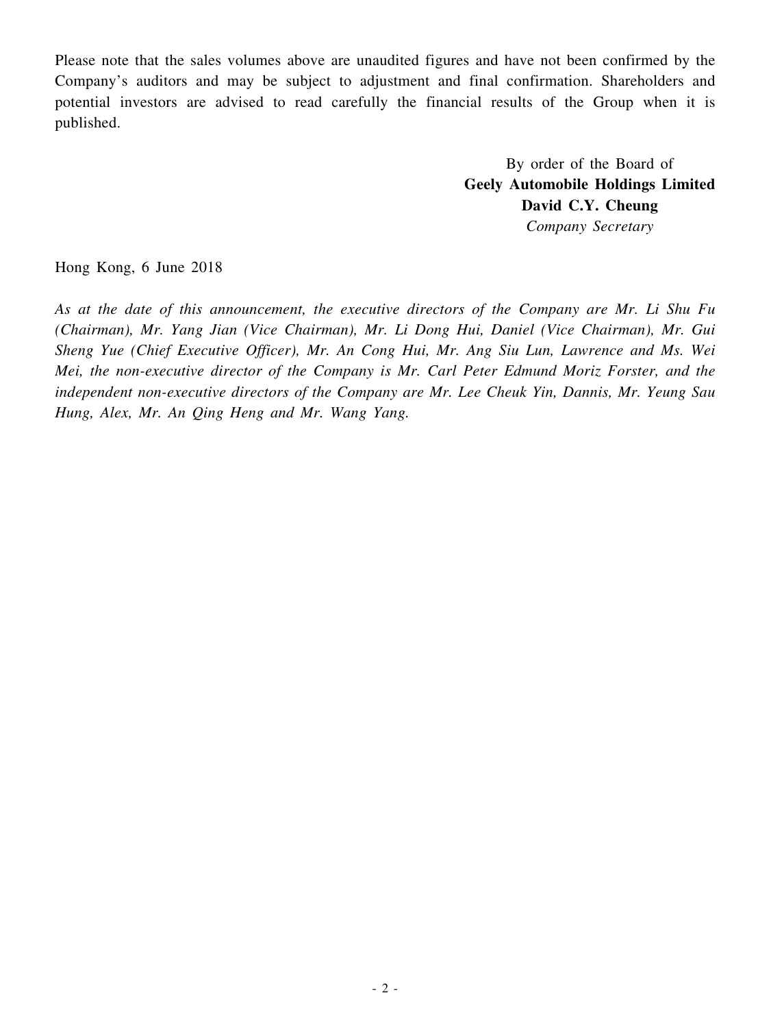Please note that the sales volumes above are unaudited figures and have not been confirmed by the Company's auditors and may be subject to adjustment and final confirmation. Shareholders and potential investors are advised to read carefully the financial results of the Group when it is published.

By order of the Board of
**Geely Automobile Holdings Limited**
**David C.Y. Cheung**
*Company Secretary*

Hong Kong, 6 June 2018

*As at the date of this announcement, the executive directors of the Company are Mr. Li Shu Fu (Chairman), Mr. Yang Jian (Vice Chairman), Mr. Li Dong Hui, Daniel (Vice Chairman), Mr. Gui Sheng Yue (Chief Executive Officer), Mr. An Cong Hui, Mr. Ang Siu Lun, Lawrence and Ms. Wei Mei, the non-executive director of the Company is Mr. Carl Peter Edmund Moriz Forster, and the independent non-executive directors of the Company are Mr. Lee Cheuk Yin, Dannis, Mr. Yeung Sau Hung, Alex, Mr. An Qing Heng and Mr. Wang Yang.*